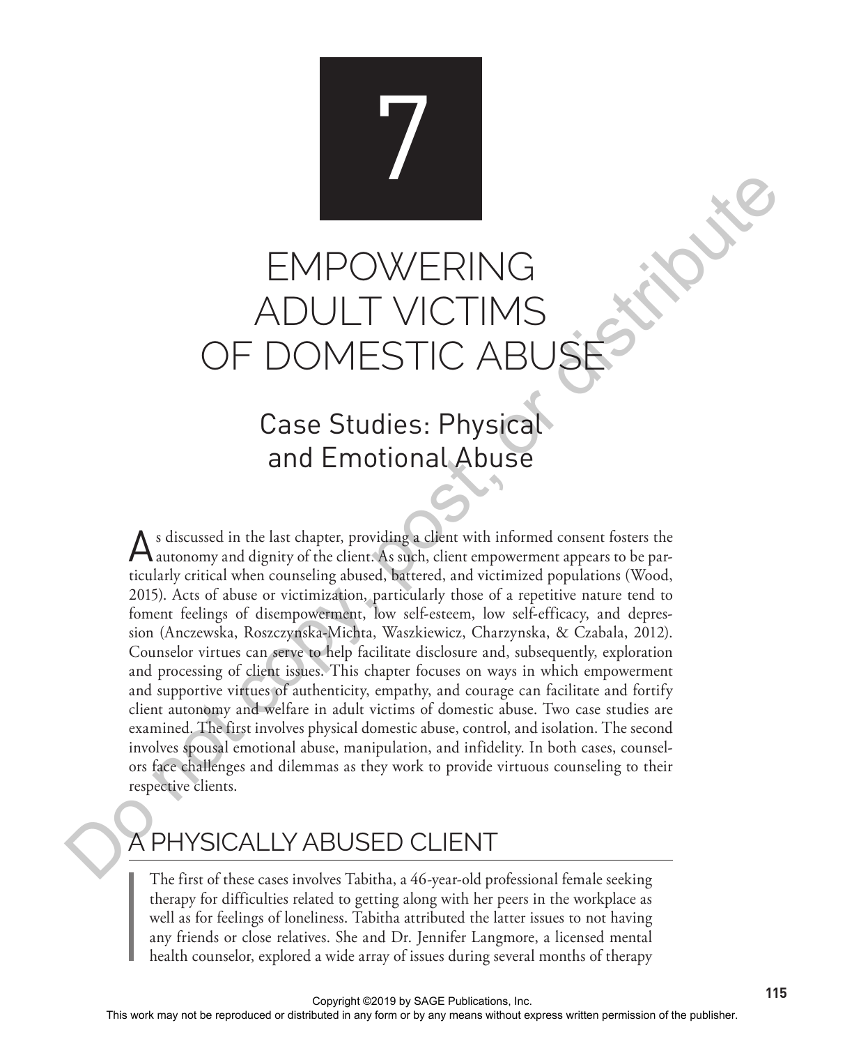# 7

# EMPOWERING ADULT VICTIMS OF DOMESTIC ABUSE

## Case Studies: Physical and Emotional Abuse

As discussed in the last chapter, providing a client with informed consent fosters the autonomy and dignity of the client. As such, client empowerment appears to be particularly critical when counseling abused, battered, and victimized populations (Wood, 2015). Acts of abuse or victimization, particularly those of a repetitive nature tend to foment feelings of disempowerment, low self-esteem, low self-efficacy, and depression (Anczewska, Roszczynska-Michta, Waszkiewicz, Charzynska, & Czabala, 2012). Counselor virtues can serve to help facilitate disclosure and, subsequently, exploration and processing of client issues. This chapter focuses on ways in which empowerment and supportive virtues of authenticity, empathy, and courage can facilitate and fortify client autonomy and welfare in adult victims of domestic abuse. Two case studies are examined. The first involves physical domestic abuse, control, and isolation. The second involves spousal emotional abuse, manipulation, and infidelity. In both cases, counselors face challenges and dilemmas as they work to provide virtuous counseling to their respective clients.

## A PHYSICALLY ABUSED CLIENT

The first of these cases involves Tabitha, a 46-year-old professional female seeking therapy for difficulties related to getting along with her peers in the workplace as well as for feelings of loneliness. Tabitha attributed the latter issues to not having any friends or close relatives. She and Dr. Jennifer Langmore, a licensed mental health counselor, explored a wide array of issues during several months of therapy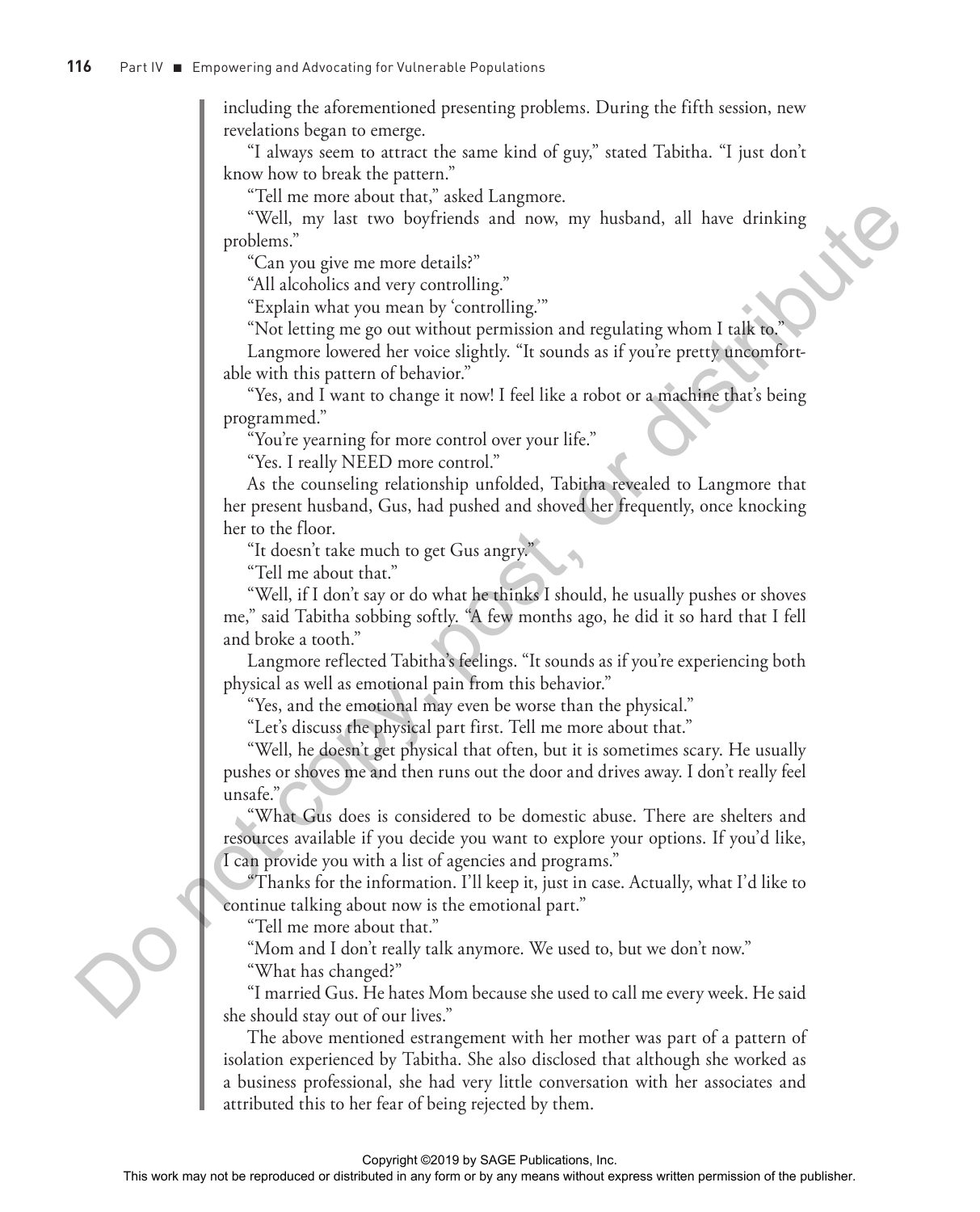including the aforementioned presenting problems. During the fifth session, new revelations began to emerge.

"I always seem to attract the same kind of guy," stated Tabitha. "I just don't know how to break the pattern."

"Tell me more about that," asked Langmore.

"Well, my last two boyfriends and now, my husband, all have drinking problems."

"Can you give me more details?"

"All alcoholics and very controlling."

"Explain what you mean by 'controlling.'"

"Not letting me go out without permission and regulating whom I talk to."

Langmore lowered her voice slightly. "It sounds as if you're pretty uncomfortable with this pattern of behavior."

"Yes, and I want to change it now! I feel like a robot or a machine that's being programmed."

"You're yearning for more control over your life."

"Yes. I really NEED more control."

As the counseling relationship unfolded, Tabitha revealed to Langmore that her present husband, Gus, had pushed and shoved her frequently, once knocking her to the floor.

"It doesn't take much to get Gus angry."

"Tell me about that."

"Well, if I don't say or do what he thinks I should, he usually pushes or shoves me," said Tabitha sobbing softly. "A few months ago, he did it so hard that I fell and broke a tooth."

Langmore reflected Tabitha's feelings. "It sounds as if you're experiencing both physical as well as emotional pain from this behavior."

"Yes, and the emotional may even be worse than the physical."

"Let's discuss the physical part first. Tell me more about that."

"Well, he doesn't get physical that often, but it is sometimes scary. He usually pushes or shoves me and then runs out the door and drives away. I don't really feel unsafe."

"What Gus does is considered to be domestic abuse. There are shelters and resources available if you decide you want to explore your options. If you'd like, I can provide you with a list of agencies and programs."

"Thanks for the information. I'll keep it, just in case. Actually, what I'd like to continue talking about now is the emotional part."

"Tell me more about that."

"Mom and I don't really talk anymore. We used to, but we don't now."

"What has changed?"

"I married Gus. He hates Mom because she used to call me every week. He said she should stay out of our lives."

The above mentioned estrangement with her mother was part of a pattern of isolation experienced by Tabitha. She also disclosed that although she worked as a business professional, she had very little conversation with her associates and attributed this to her fear of being rejected by them.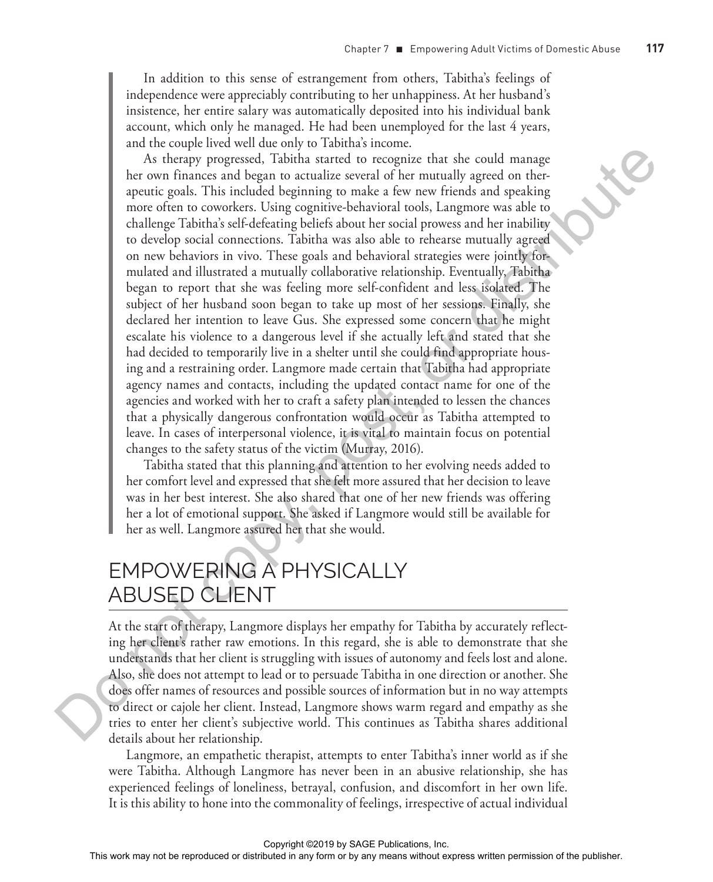In addition to this sense of estrangement from others, Tabitha's feelings of independence were appreciably contributing to her unhappiness. At her husband's insistence, her entire salary was automatically deposited into his individual bank account, which only he managed. He had been unemployed for the last 4 years, and the couple lived well due only to Tabitha's income.

As therapy progressed, Tabitha started to recognize that she could manage her own finances and began to actualize several of her mutually agreed on therapeutic goals. This included beginning to make a few new friends and speaking more often to coworkers. Using cognitive-behavioral tools, Langmore was able to challenge Tabitha's self-defeating beliefs about her social prowess and her inability to develop social connections. Tabitha was also able to rehearse mutually agreed on new behaviors in vivo. These goals and behavioral strategies were jointly formulated and illustrated a mutually collaborative relationship. Eventually, Tabitha began to report that she was feeling more self-confident and less isolated. The subject of her husband soon began to take up most of her sessions. Finally, she declared her intention to leave Gus. She expressed some concern that he might escalate his violence to a dangerous level if she actually left and stated that she had decided to temporarily live in a shelter until she could find appropriate housing and a restraining order. Langmore made certain that Tabitha had appropriate agency names and contacts, including the updated contact name for one of the agencies and worked with her to craft a safety plan intended to lessen the chances that a physically dangerous confrontation would occur as Tabitha attempted to leave. In cases of interpersonal violence, it is vital to maintain focus on potential changes to the safety status of the victim (Murray, 2016).

Tabitha stated that this planning and attention to her evolving needs added to her comfort level and expressed that she felt more assured that her decision to leave was in her best interest. She also shared that one of her new friends was offering her a lot of emotional support. She asked if Langmore would still be available for her as well. Langmore assured her that she would.

## EMPOWERING A PHYSICALLY ABUSED CLIENT

At the start of therapy, Langmore displays her empathy for Tabitha by accurately reflecting her client's rather raw emotions. In this regard, she is able to demonstrate that she understands that her client is struggling with issues of autonomy and feels lost and alone. Also, she does not attempt to lead or to persuade Tabitha in one direction or another. She does offer names of resources and possible sources of information but in no way attempts to direct or cajole her client. Instead, Langmore shows warm regard and empathy as she tries to enter her client's subjective world. This continues as Tabitha shares additional details about her relationship.

Langmore, an empathetic therapist, attempts to enter Tabitha's inner world as if she were Tabitha. Although Langmore has never been in an abusive relationship, she has experienced feelings of loneliness, betrayal, confusion, and discomfort in her own life. It is this ability to hone into the commonality of feelings, irrespective of actual individual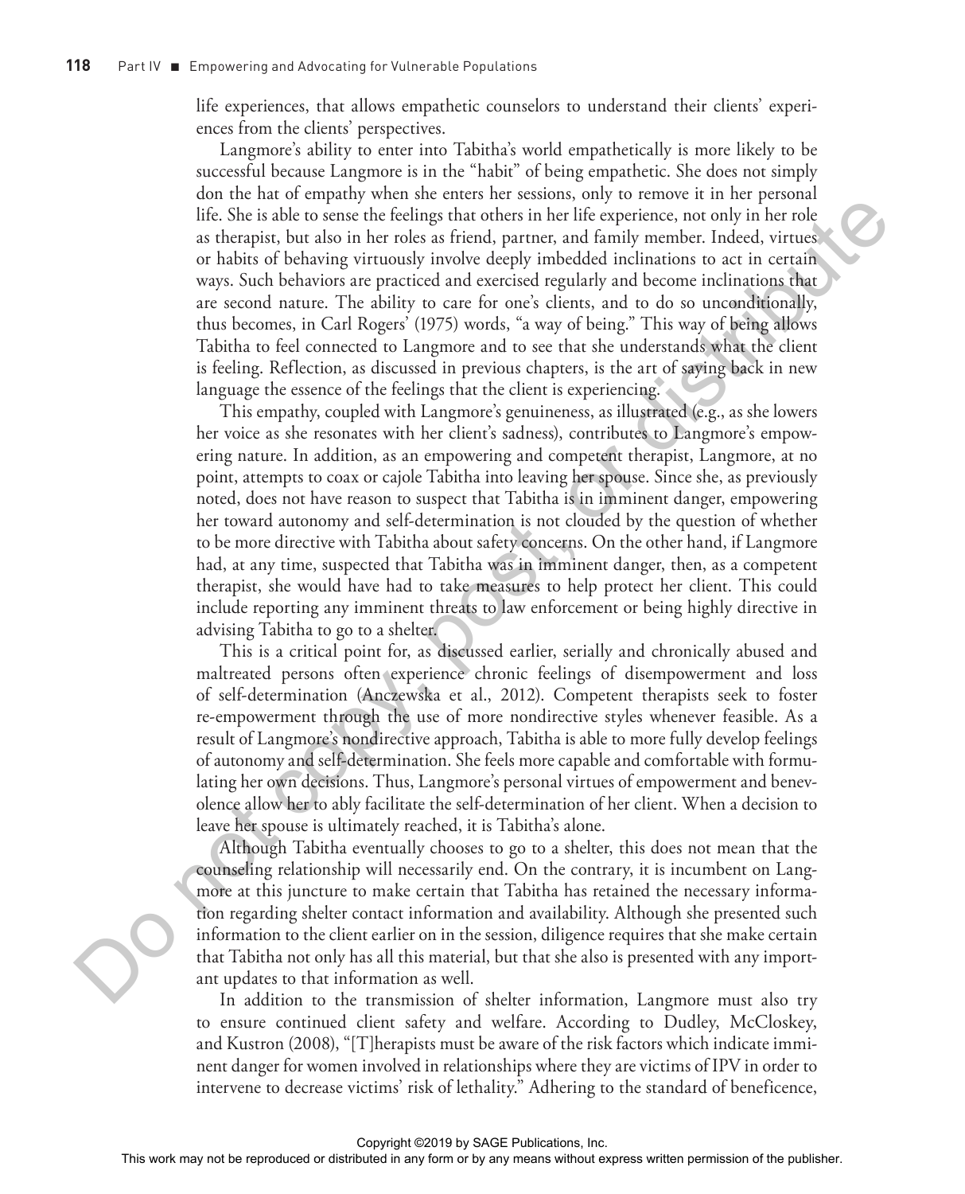life experiences, that allows empathetic counselors to understand their clients' experiences from the clients' perspectives.

Langmore's ability to enter into Tabitha's world empathetically is more likely to be successful because Langmore is in the "habit" of being empathetic. She does not simply don the hat of empathy when she enters her sessions, only to remove it in her personal life. She is able to sense the feelings that others in her life experience, not only in her role as therapist, but also in her roles as friend, partner, and family member. Indeed, virtues or habits of behaving virtuously involve deeply imbedded inclinations to act in certain ways. Such behaviors are practiced and exercised regularly and become inclinations that are second nature. The ability to care for one's clients, and to do so unconditionally, thus becomes, in Carl Rogers' (1975) words, "a way of being." This way of being allows Tabitha to feel connected to Langmore and to see that she understands what the client is feeling. Reflection, as discussed in previous chapters, is the art of saying back in new language the essence of the feelings that the client is experiencing.

This empathy, coupled with Langmore's genuineness, as illustrated (e.g., as she lowers her voice as she resonates with her client's sadness), contributes to Langmore's empowering nature. In addition, as an empowering and competent therapist, Langmore, at no point, attempts to coax or cajole Tabitha into leaving her spouse. Since she, as previously noted, does not have reason to suspect that Tabitha is in imminent danger, empowering her toward autonomy and self-determination is not clouded by the question of whether to be more directive with Tabitha about safety concerns. On the other hand, if Langmore had, at any time, suspected that Tabitha was in imminent danger, then, as a competent therapist, she would have had to take measures to help protect her client. This could include reporting any imminent threats to law enforcement or being highly directive in advising Tabitha to go to a shelter.

This is a critical point for, as discussed earlier, serially and chronically abused and maltreated persons often experience chronic feelings of disempowerment and loss of self-determination (Anczewska et al., 2012). Competent therapists seek to foster re-empowerment through the use of more nondirective styles whenever feasible. As a result of Langmore's nondirective approach, Tabitha is able to more fully develop feelings of autonomy and self-determination. She feels more capable and comfortable with formulating her own decisions. Thus, Langmore's personal virtues of empowerment and benevolence allow her to ably facilitate the self-determination of her client. When a decision to leave her spouse is ultimately reached, it is Tabitha's alone.

Although Tabitha eventually chooses to go to a shelter, this does not mean that the counseling relationship will necessarily end. On the contrary, it is incumbent on Langmore at this juncture to make certain that Tabitha has retained the necessary information regarding shelter contact information and availability. Although she presented such information to the client earlier on in the session, diligence requires that she make certain that Tabitha not only has all this material, but that she also is presented with any important updates to that information as well.

In addition to the transmission of shelter information, Langmore must also try to ensure continued client safety and welfare. According to Dudley, McCloskey, and Kustron (2008), "[T]herapists must be aware of the risk factors which indicate imminent danger for women involved in relationships where they are victims of IPV in order to intervene to decrease victims' risk of lethality." Adhering to the standard of beneficence,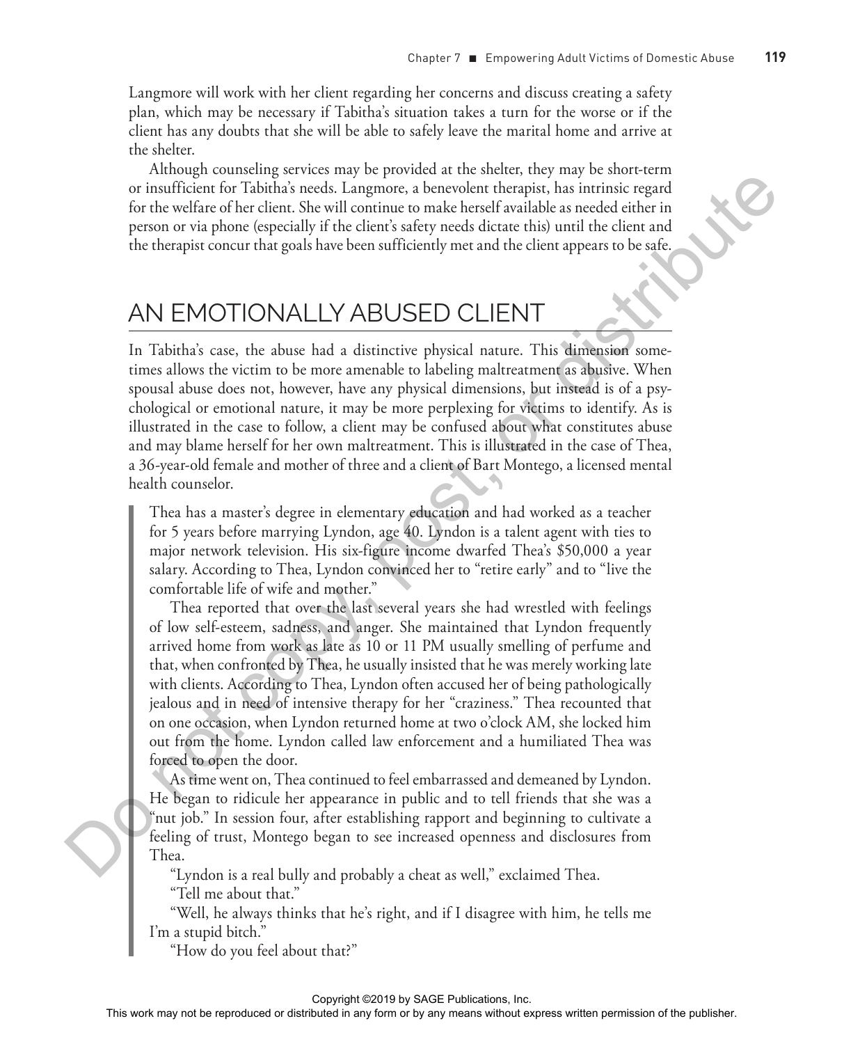Langmore will work with her client regarding her concerns and discuss creating a safety plan, which may be necessary if Tabitha's situation takes a turn for the worse or if the client has any doubts that she will be able to safely leave the marital home and arrive at the shelter.

Although counseling services may be provided at the shelter, they may be short-term or insufficient for Tabitha's needs. Langmore, a benevolent therapist, has intrinsic regard for the welfare of her client. She will continue to make herself available as needed either in person or via phone (especially if the client's safety needs dictate this) until the client and the therapist concur that goals have been sufficiently met and the client appears to be safe.

## AN EMOTIONALLY ABUSED CLIENT

In Tabitha's case, the abuse had a distinctive physical nature. This dimension sometimes allows the victim to be more amenable to labeling maltreatment as abusive. When spousal abuse does not, however, have any physical dimensions, but instead is of a psychological or emotional nature, it may be more perplexing for victims to identify. As is illustrated in the case to follow, a client may be confused about what constitutes abuse and may blame herself for her own maltreatment. This is illustrated in the case of Thea, a 36-year-old female and mother of three and a client of Bart Montego, a licensed mental health counselor.

> Thea has a master's degree in elementary education and had worked as a teacher for 5 years before marrying Lyndon, age 40. Lyndon is a talent agent with ties to major network television. His six-figure income dwarfed Thea's $50,000 a year salary. According to Thea, Lyndon convinced her to "retire early" and to "live the comfortable life of wife and mother."
>
> Thea reported that over the last several years she had wrestled with feelings of low self-esteem, sadness, and anger. She maintained that Lyndon frequently arrived home from work as late as 10 or 11 PM usually smelling of perfume and that, when confronted by Thea, he usually insisted that he was merely working late with clients. According to Thea, Lyndon often accused her of being pathologically jealous and in need of intensive therapy for her "craziness." Thea recounted that on one occasion, when Lyndon returned home at two o'clock AM, she locked him out from the home. Lyndon called law enforcement and a humiliated Thea was forced to open the door.
>
> As time went on, Thea continued to feel embarrassed and demeaned by Lyndon. He began to ridicule her appearance in public and to tell friends that she was a "nut job." In session four, after establishing rapport and beginning to cultivate a feeling of trust, Montego began to see increased openness and disclosures from Thea.
>
> "Lyndon is a real bully and probably a cheat as well," exclaimed Thea.
>
> "Tell me about that."
>
> "Well, he always thinks that he's right, and if I disagree with him, he tells me I'm a stupid bitch."
>
> "How do you feel about that?"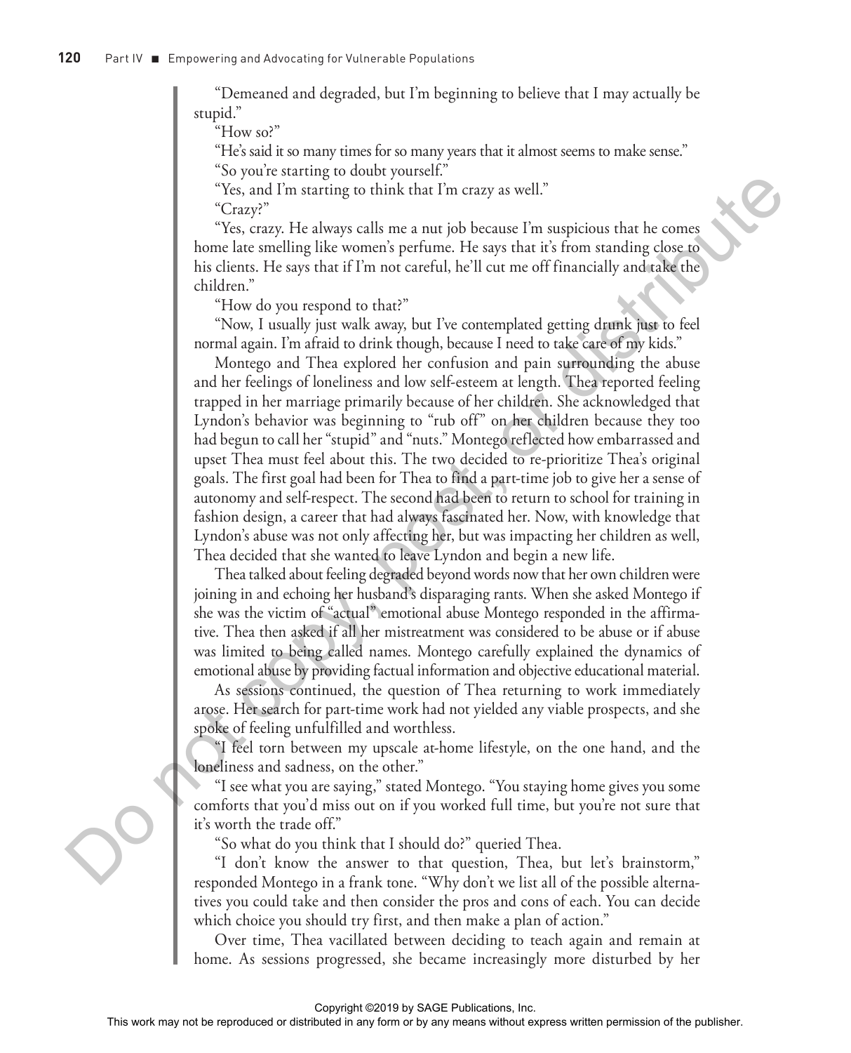"Demeaned and degraded, but I'm beginning to believe that I may actually be stupid."

"How so?"

"He's said it so many times for so many years that it almost seems to make sense."

"So you're starting to doubt yourself."

"Yes, and I'm starting to think that I'm crazy as well."

"Crazy?"

"Yes, crazy. He always calls me a nut job because I'm suspicious that he comes home late smelling like women's perfume. He says that it's from standing close to his clients. He says that if I'm not careful, he'll cut me off financially and take the children."

"How do you respond to that?"

"Now, I usually just walk away, but I've contemplated getting drunk just to feel normal again. I'm afraid to drink though, because I need to take care of my kids."

Montego and Thea explored her confusion and pain surrounding the abuse and her feelings of loneliness and low self-esteem at length. Thea reported feeling trapped in her marriage primarily because of her children. She acknowledged that Lyndon's behavior was beginning to "rub off" on her children because they too had begun to call her "stupid" and "nuts." Montego reflected how embarrassed and upset Thea must feel about this. The two decided to re-prioritize Thea's original goals. The first goal had been for Thea to find a part-time job to give her a sense of autonomy and self-respect. The second had been to return to school for training in fashion design, a career that had always fascinated her. Now, with knowledge that Lyndon's abuse was not only affecting her, but was impacting her children as well, Thea decided that she wanted to leave Lyndon and begin a new life.

Thea talked about feeling degraded beyond words now that her own children were joining in and echoing her husband's disparaging rants. When she asked Montego if she was the victim of "actual" emotional abuse Montego responded in the affirmative. Thea then asked if all her mistreatment was considered to be abuse or if abuse was limited to being called names. Montego carefully explained the dynamics of emotional abuse by providing factual information and objective educational material.

As sessions continued, the question of Thea returning to work immediately arose. Her search for part-time work had not yielded any viable prospects, and she spoke of feeling unfulfilled and worthless.

"I feel torn between my upscale at-home lifestyle, on the one hand, and the loneliness and sadness, on the other."

"I see what you are saying," stated Montego. "You staying home gives you some comforts that you'd miss out on if you worked full time, but you're not sure that it's worth the trade off."

"So what do you think that I should do?" queried Thea.

"I don't know the answer to that question, Thea, but let's brainstorm," responded Montego in a frank tone. "Why don't we list all of the possible alternatives you could take and then consider the pros and cons of each. You can decide which choice you should try first, and then make a plan of action."

Over time, Thea vacillated between deciding to teach again and remain at home. As sessions progressed, she became increasingly more disturbed by her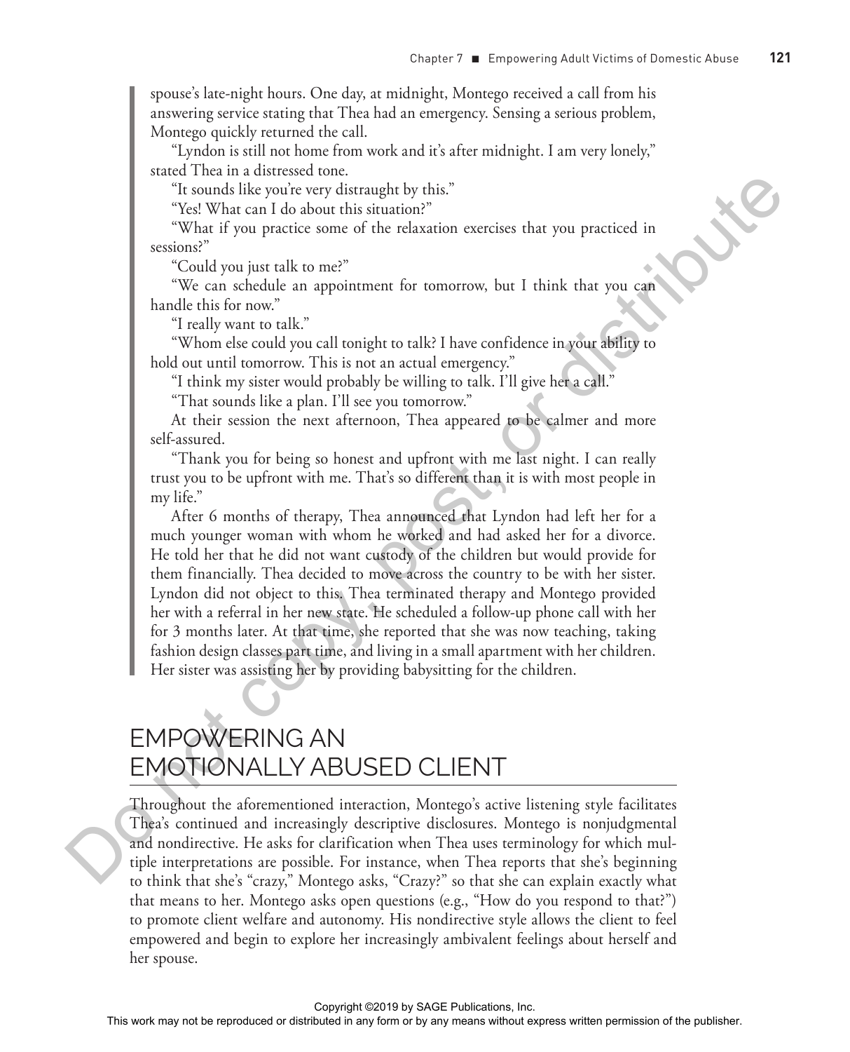spouse's late-night hours. One day, at midnight, Montego received a call from his answering service stating that Thea had an emergency. Sensing a serious problem, Montego quickly returned the call.

"Lyndon is still not home from work and it's after midnight. I am very lonely," stated Thea in a distressed tone.

"It sounds like you're very distraught by this."

"Yes! What can I do about this situation?"

"What if you practice some of the relaxation exercises that you practiced in sessions?"

"Could you just talk to me?"

"We can schedule an appointment for tomorrow, but I think that you can handle this for now."

"I really want to talk."

"Whom else could you call tonight to talk? I have confidence in your ability to hold out until tomorrow. This is not an actual emergency."

"I think my sister would probably be willing to talk. I'll give her a call."

"That sounds like a plan. I'll see you tomorrow."

At their session the next afternoon, Thea appeared to be calmer and more self-assured.

"Thank you for being so honest and upfront with me last night. I can really trust you to be upfront with me. That's so different than it is with most people in my life."

After 6 months of therapy, Thea announced that Lyndon had left her for a much younger woman with whom he worked and had asked her for a divorce. He told her that he did not want custody of the children but would provide for them financially. Thea decided to move across the country to be with her sister. Lyndon did not object to this. Thea terminated therapy and Montego provided her with a referral in her new state. He scheduled a follow-up phone call with her for 3 months later. At that time, she reported that she was now teaching, taking fashion design classes part time, and living in a small apartment with her children. Her sister was assisting her by providing babysitting for the children.

## EMPOWERING AN EMOTIONALLY ABUSED CLIENT

Throughout the aforementioned interaction, Montego's active listening style facilitates Thea's continued and increasingly descriptive disclosures. Montego is nonjudgmental and nondirective. He asks for clarification when Thea uses terminology for which multiple interpretations are possible. For instance, when Thea reports that she's beginning to think that she's "crazy," Montego asks, "Crazy?" so that she can explain exactly what that means to her. Montego asks open questions (e.g., "How do you respond to that?") to promote client welfare and autonomy. His nondirective style allows the client to feel empowered and begin to explore her increasingly ambivalent feelings about herself and her spouse.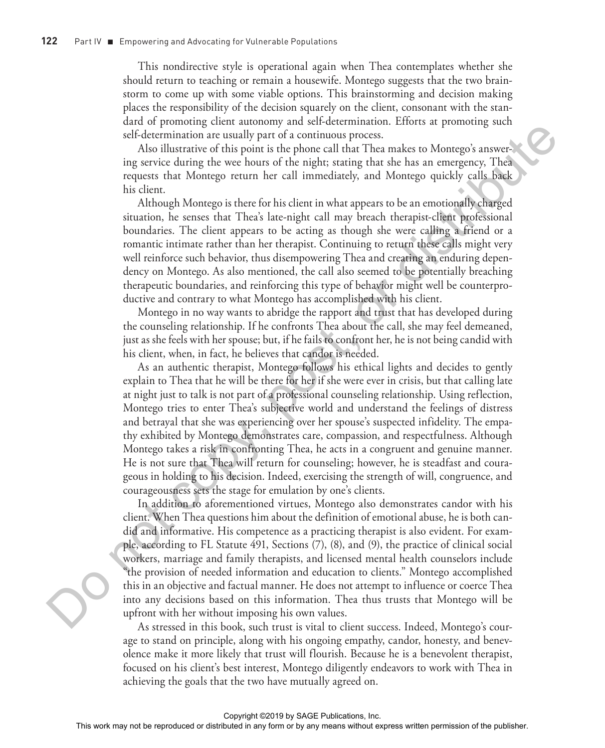This nondirective style is operational again when Thea contemplates whether she should return to teaching or remain a housewife. Montego suggests that the two brainstorm to come up with some viable options. This brainstorming and decision making places the responsibility of the decision squarely on the client, consonant with the standard of promoting client autonomy and self-determination. Efforts at promoting such self-determination are usually part of a continuous process.

Also illustrative of this point is the phone call that Thea makes to Montego's answering service during the wee hours of the night; stating that she has an emergency, Thea requests that Montego return her call immediately, and Montego quickly calls back his client.

Although Montego is there for his client in what appears to be an emotionally charged situation, he senses that Thea's late-night call may breach therapist-client professional boundaries. The client appears to be acting as though she were calling a friend or a romantic intimate rather than her therapist. Continuing to return these calls might very well reinforce such behavior, thus disempowering Thea and creating an enduring dependency on Montego. As also mentioned, the call also seemed to be potentially breaching therapeutic boundaries, and reinforcing this type of behavior might well be counterproductive and contrary to what Montego has accomplished with his client.

Montego in no way wants to abridge the rapport and trust that has developed during the counseling relationship. If he confronts Thea about the call, she may feel demeaned, just as she feels with her spouse; but, if he fails to confront her, he is not being candid with his client, when, in fact, he believes that candor is needed.

As an authentic therapist, Montego follows his ethical lights and decides to gently explain to Thea that he will be there for her if she were ever in crisis, but that calling late at night just to talk is not part of a professional counseling relationship. Using reflection, Montego tries to enter Thea's subjective world and understand the feelings of distress and betrayal that she was experiencing over her spouse's suspected infidelity. The empathy exhibited by Montego demonstrates care, compassion, and respectfulness. Although Montego takes a risk in confronting Thea, he acts in a congruent and genuine manner. He is not sure that Thea will return for counseling; however, he is steadfast and courageous in holding to his decision. Indeed, exercising the strength of will, congruence, and courageousness sets the stage for emulation by one's clients.

In addition to aforementioned virtues, Montego also demonstrates candor with his client. When Thea questions him about the definition of emotional abuse, he is both candid and informative. His competence as a practicing therapist is also evident. For example, according to FL Statute 491, Sections (7), (8), and (9), the practice of clinical social workers, marriage and family therapists, and licensed mental health counselors include "the provision of needed information and education to clients." Montego accomplished this in an objective and factual manner. He does not attempt to influence or coerce Thea into any decisions based on this information. Thea thus trusts that Montego will be upfront with her without imposing his own values.

As stressed in this book, such trust is vital to client success. Indeed, Montego's courage to stand on principle, along with his ongoing empathy, candor, honesty, and benevolence make it more likely that trust will flourish. Because he is a benevolent therapist, focused on his client's best interest, Montego diligently endeavors to work with Thea in achieving the goals that the two have mutually agreed on.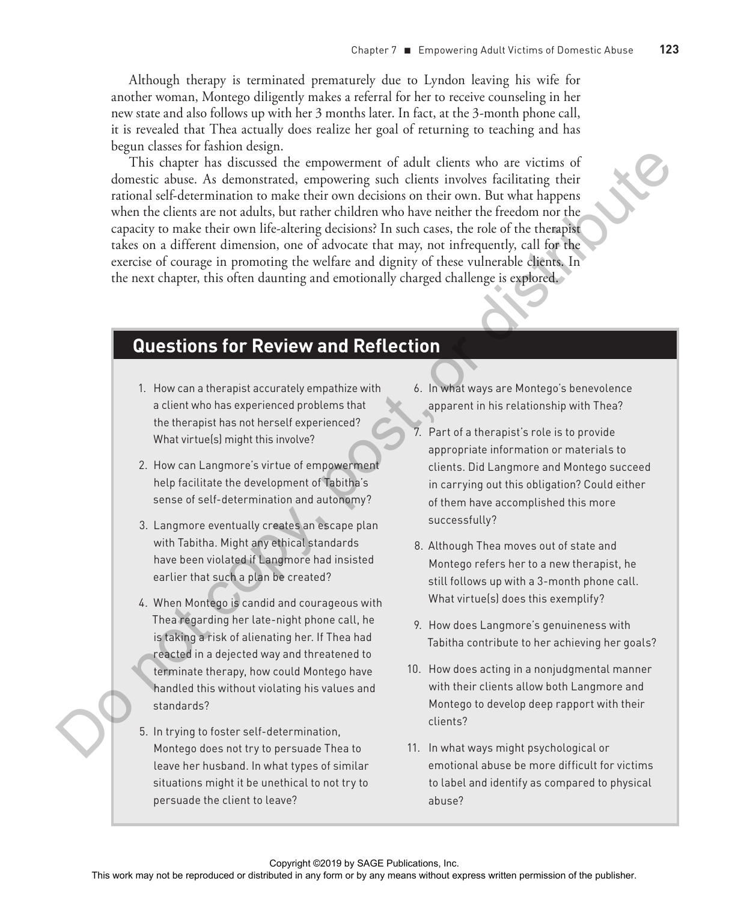Although therapy is terminated prematurely due to Lyndon leaving his wife for another woman, Montego diligently makes a referral for her to receive counseling in her new state and also follows up with her 3 months later. In fact, at the 3-month phone call, it is revealed that Thea actually does realize her goal of returning to teaching and has begun classes for fashion design.

This chapter has discussed the empowerment of adult clients who are victims of domestic abuse. As demonstrated, empowering such clients involves facilitating their rational self-determination to make their own decisions on their own. But what happens when the clients are not adults, but rather children who have neither the freedom nor the capacity to make their own life-altering decisions? In such cases, the role of the therapist takes on a different dimension, one of advocate that may, not infrequently, call for the exercise of courage in promoting the welfare and dignity of these vulnerable clients. In the next chapter, this often daunting and emotionally charged challenge is explored.

## Questions for Review and Reflection

1. How can a therapist accurately empathize with a client who has experienced problems that the therapist has not herself experienced? What virtue(s) might this involve?
2. How can Langmore's virtue of empowerment help facilitate the development of Tabitha's sense of self-determination and autonomy?
3. Langmore eventually creates an escape plan with Tabitha. Might any ethical standards have been violated if Langmore had insisted earlier that such a plan be created?
4. When Montego is candid and courageous with Thea regarding her late-night phone call, he is taking a risk of alienating her. If Thea had reacted in a dejected way and threatened to terminate therapy, how could Montego have handled this without violating his values and standards?
5. In trying to foster self-determination, Montego does not try to persuade Thea to leave her husband. In what types of similar situations might it be unethical to not try to persuade the client to leave?
6. In what ways are Montego's benevolence apparent in his relationship with Thea?
7. Part of a therapist's role is to provide appropriate information or materials to clients. Did Langmore and Montego succeed in carrying out this obligation? Could either of them have accomplished this more successfully?
8. Although Thea moves out of state and Montego refers her to a new therapist, he still follows up with a 3-month phone call. What virtue(s) does this exemplify?
9. How does Langmore's genuineness with Tabitha contribute to her achieving her goals?
10. How does acting in a nonjudgmental manner with their clients allow both Langmore and Montego to develop deep rapport with their clients?
11. In what ways might psychological or emotional abuse be more difficult for victims to label and identify as compared to physical abuse?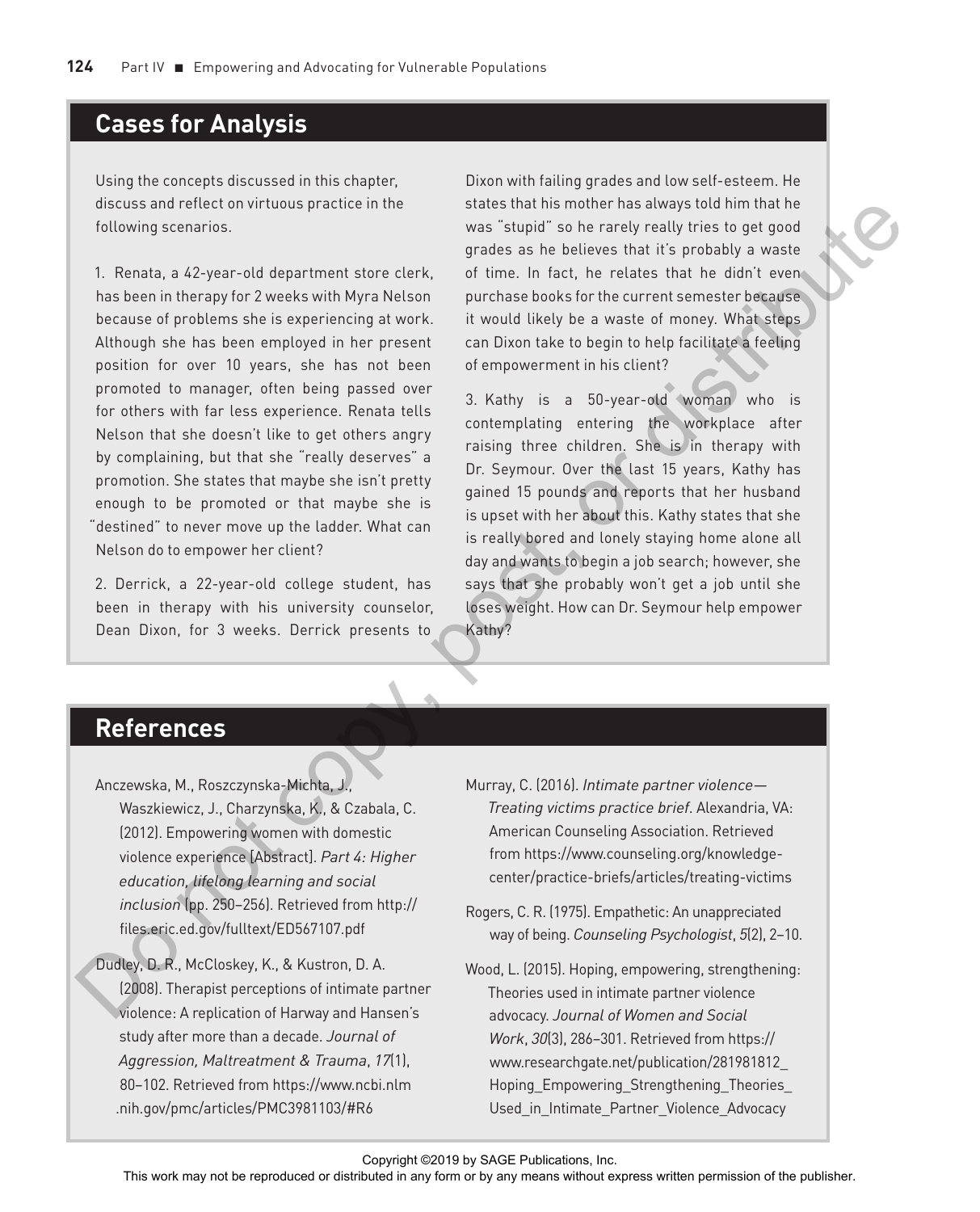## Cases for Analysis

Using the concepts discussed in this chapter, discuss and reflect on virtuous practice in the following scenarios.

1. Renata, a 42-year-old department store clerk, has been in therapy for 2 weeks with Myra Nelson because of problems she is experiencing at work. Although she has been employed in her present position for over 10 years, she has not been promoted to manager, often being passed over for others with far less experience. Renata tells Nelson that she doesn't like to get others angry by complaining, but that she "really deserves" a promotion. She states that maybe she isn't pretty enough to be promoted or that maybe she is "destined" to never move up the ladder. What can Nelson do to empower her client?

2. Derrick, a 22-year-old college student, has been in therapy with his university counselor, Dean Dixon, for 3 weeks. Derrick presents to Dixon with failing grades and low self-esteem. He states that his mother has always told him that he was "stupid" so he rarely really tries to get good grades as he believes that it's probably a waste of time. In fact, he relates that he didn't even purchase books for the current semester because it would likely be a waste of money. What steps can Dixon take to begin to help facilitate a feeling of empowerment in his client?

3. Kathy is a 50-year-old woman who is contemplating entering the workplace after raising three children. She is in therapy with Dr. Seymour. Over the last 15 years, Kathy has gained 15 pounds and reports that her husband is upset with her about this. Kathy states that she is really bored and lonely staying home alone all day and wants to begin a job search; however, she says that she probably won't get a job until she loses weight. How can Dr. Seymour help empower Kathy?

## References

Anczewska, M., Roszczynska-Michta, J., Waszkiewicz, J., Charzynska, K., & Czabala, C. (2012). Empowering women with domestic violence experience [Abstract]. *Part 4: Higher education, lifelong learning and social inclusion* (pp. 250–256). Retrieved from http://files.eric.ed.gov/fulltext/ED567107.pdf

Dudley, D. R., McCloskey, K., & Kustron, D. A. (2008). Therapist perceptions of intimate partner violence: A replication of Harway and Hansen's study after more than a decade. *Journal of Aggression, Maltreatment & Trauma*, *17*(1), 80–102. Retrieved from https://www.ncbi.nlm.nih.gov/pmc/articles/PMC3981103/#R6

Murray, C. (2016). *Intimate partner violence—Treating victims practice brief*. Alexandria, VA: American Counseling Association. Retrieved from https://www.counseling.org/knowledge-center/practice-briefs/articles/treating-victims

Rogers, C. R. (1975). Empathetic: An unappreciated way of being. *Counseling Psychologist*, *5*(2), 2–10.

Wood, L. (2015). Hoping, empowering, strengthening: Theories used in intimate partner violence advocacy. *Journal of Women and Social Work*, *30*(3), 286–301. Retrieved from https://www.researchgate.net/publication/281981812_Hoping_Empowering_Strengthening_Theories_Used_in_Intimate_Partner_Violence_Advocacy